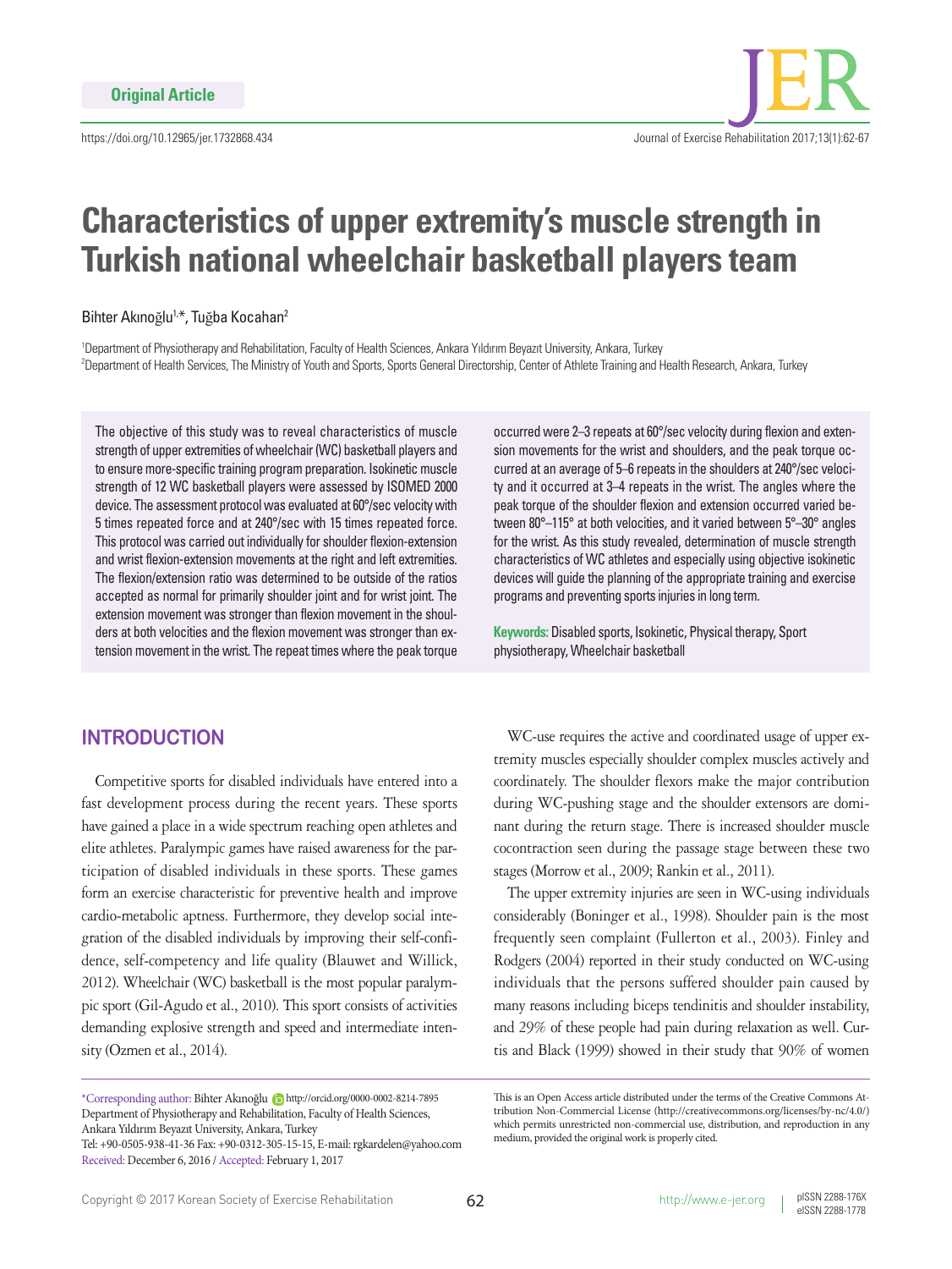Original Article

https://doi.org/10.12965/jer.1732868.434

# Characteristics of upper extremity's muscle strength in Turkish national wheelchair basketball players team

Bihter Akınoğlu[1,*], Tuğba Kocahan[2]

[1]Department of Physiotherapy and Rehabilitation, Faculty of Health Sciences, Ankara Yıldırım Beyazıt University, Ankara, Turkey
[2]Department of Health Services, The Ministry of Youth and Sports, Sports General Directorship, Center of Athlete Training and Health Research, Ankara, Turkey

The objective of this study was to reveal characteristics of muscle strength of upper extremities of wheelchair (WC) basketball players and to ensure more-specific training program preparation. Isokinetic muscle strength of 12 WC basketball players were assessed by ISOMED 2000 device. The assessment protocol was evaluated at 60°/sec velocity with 5 times repeated force and at 240°/sec with 15 times repeated force. This protocol was carried out individually for shoulder flexion-extension and wrist flexion-extension movements at the right and left extremities. The flexion/extension ratio was determined to be outside of the ratios accepted as normal for primarily shoulder joint and for wrist joint. The extension movement was stronger than flexion movement in the shoulders at both velocities and the flexion movement was stronger than extension movement in the wrist. The repeat times where the peak torque occurred were 2–3 repeats at 60°/sec velocity during flexion and extension movements for the wrist and shoulders, and the peak torque occurred at an average of 5–6 repeats in the shoulders at 240°/sec velocity and it occurred at 3–4 repeats in the wrist. The angles where the peak torque of the shoulder flexion and extension occurred varied between 80°–115° at both velocities, and it varied between 5°–30° angles for the wrist. As this study revealed, determination of muscle strength characteristics of WC athletes and especially using objective isokinetic devices will guide the planning of the appropriate training and exercise programs and preventing sports injuries in long term.

**Keywords:** Disabled sports, Isokinetic, Physical therapy, Sport physiotherapy, Wheelchair basketball

## INTRODUCTION

Competitive sports for disabled individuals have entered into a fast development process during the recent years. These sports have gained a place in a wide spectrum reaching open athletes and elite athletes. Paralympic games have raised awareness for the participation of disabled individuals in these sports. These games form an exercise characteristic for preventive health and improve cardio-metabolic aptness. Furthermore, they develop social integration of the disabled individuals by improving their self-confidence, self-competency and life quality (Blauwet and Willick, 2012). Wheelchair (WC) basketball is the most popular paralympic sport (Gil-Agudo et al., 2010). This sport consists of activities demanding explosive strength and speed and intermediate intensity (Ozmen et al., 2014).

WC-use requires the active and coordinated usage of upper extremity muscles especially shoulder complex muscles actively and coordinately. The shoulder flexors make the major contribution during WC-pushing stage and the shoulder extensors are dominant during the return stage. There is increased shoulder muscle cocontraction seen during the passage stage between these two stages (Morrow et al., 2009; Rankin et al., 2011).

The upper extremity injuries are seen in WC-using individuals considerably (Boninger et al., 1998). Shoulder pain is the most frequently seen complaint (Fullerton et al., 2003). Finley and Rodgers (2004) reported in their study conducted on WC-using individuals that the persons suffered shoulder pain caused by many reasons including biceps tendinitis and shoulder instability, and 29% of these people had pain during relaxation as well. Curtis and Black (1999) showed in their study that 90% of women

*Corresponding author: Bihter Akınoğlu http://orcid.org/0000-0002-8214-7895
Department of Physiotherapy and Rehabilitation, Faculty of Health Sciences, Ankara Yıldırım Beyazıt University, Ankara, Turkey
Tel: +90-0505-938-41-36 Fax: +90-0312-305-15-15, E-mail: rgkardelen@yahoo.com
Received: December 6, 2016 / Accepted: February 1, 2017

This is an Open Access article distributed under the terms of the Creative Commons Attribution Non-Commercial License (http://creativecommons.org/licenses/by-nc/4.0/) which permits unrestricted non-commercial use, distribution, and reproduction in any medium, provided the original work is properly cited.

Copyright © 2017 Korean Society of Exercise Rehabilitation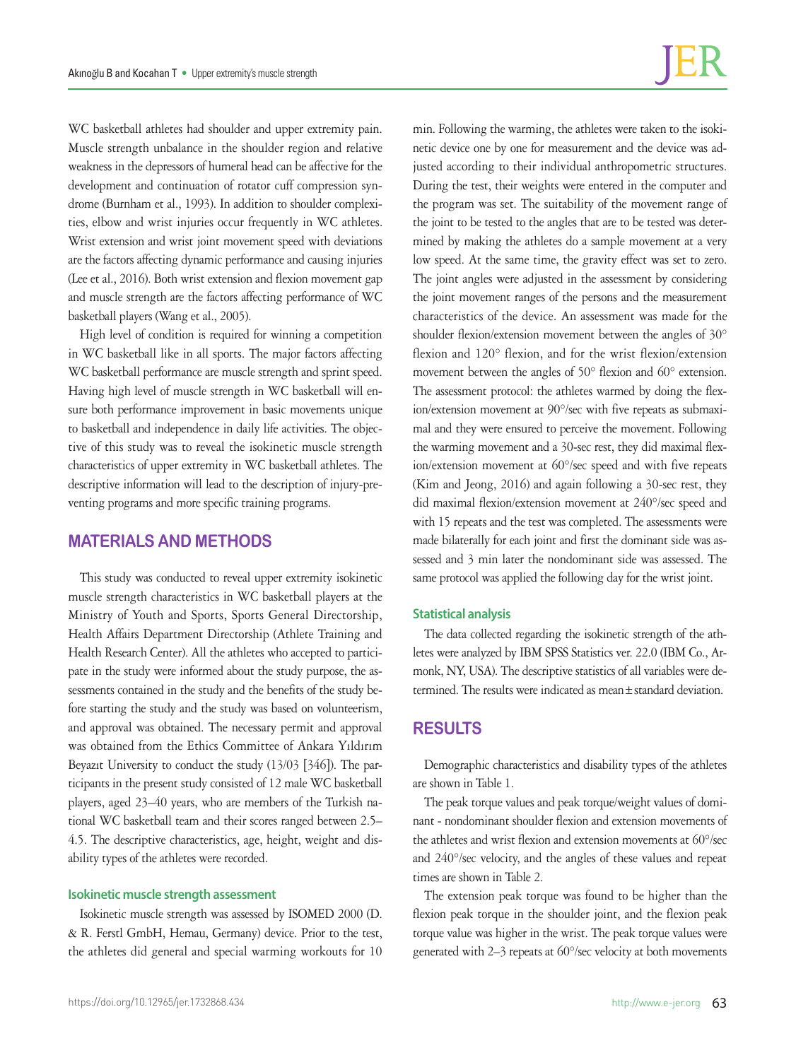WC basketball athletes had shoulder and upper extremity pain. Muscle strength unbalance in the shoulder region and relative weakness in the depressors of humeral head can be affective for the development and continuation of rotator cuff compression syndrome (Burnham et al., 1993). In addition to shoulder complexities, elbow and wrist injuries occur frequently in WC athletes. Wrist extension and wrist joint movement speed with deviations are the factors affecting dynamic performance and causing injuries (Lee et al., 2016). Both wrist extension and flexion movement gap and muscle strength are the factors affecting performance of WC basketball players (Wang et al., 2005).

High level of condition is required for winning a competition in WC basketball like in all sports. The major factors affecting WC basketball performance are muscle strength and sprint speed. Having high level of muscle strength in WC basketball will ensure both performance improvement in basic movements unique to basketball and independence in daily life activities. The objective of this study was to reveal the isokinetic muscle strength characteristics of upper extremity in WC basketball athletes. The descriptive information will lead to the description of injury-preventing programs and more specific training programs.

## MATERIALS AND METHODS

This study was conducted to reveal upper extremity isokinetic muscle strength characteristics in WC basketball players at the Ministry of Youth and Sports, Sports General Directorship, Health Affairs Department Directorship (Athlete Training and Health Research Center). All the athletes who accepted to participate in the study were informed about the study purpose, the assessments contained in the study and the benefits of the study before starting the study and the study was based on volunteerism, and approval was obtained. The necessary permit and approval was obtained from the Ethics Committee of Ankara Yıldırım Beyazıt University to conduct the study (13/03 [346]). The participants in the present study consisted of 12 male WC basketball players, aged 23–40 years, who are members of the Turkish national WC basketball team and their scores ranged between 2.5–4.5. The descriptive characteristics, age, height, weight and disability types of the athletes were recorded.

### Isokinetic muscle strength assessment

Isokinetic muscle strength was assessed by ISOMED 2000 (D. & R. Ferstl GmbH, Hemau, Germany) device. Prior to the test, the athletes did general and special warming workouts for 10 min. Following the warming, the athletes were taken to the isokinetic device one by one for measurement and the device was adjusted according to their individual anthropometric structures. During the test, their weights were entered in the computer and the program was set. The suitability of the movement range of the joint to be tested to the angles that are to be tested was determined by making the athletes do a sample movement at a very low speed. At the same time, the gravity effect was set to zero. The joint angles were adjusted in the assessment by considering the joint movement ranges of the persons and the measurement characteristics of the device. An assessment was made for the shoulder flexion/extension movement between the angles of 30° flexion and 120° flexion, and for the wrist flexion/extension movement between the angles of 50° flexion and 60° extension. The assessment protocol: the athletes warmed by doing the flexion/extension movement at 90°/sec with five repeats as submaximal and they were ensured to perceive the movement. Following the warming movement and a 30-sec rest, they did maximal flexion/extension movement at 60°/sec speed and with five repeats (Kim and Jeong, 2016) and again following a 30-sec rest, they did maximal flexion/extension movement at 240°/sec speed and with 15 repeats and the test was completed. The assessments were made bilaterally for each joint and first the dominant side was assessed and 3 min later the nondominant side was assessed. The same protocol was applied the following day for the wrist joint.

### Statistical analysis

The data collected regarding the isokinetic strength of the athletes were analyzed by IBM SPSS Statistics ver. 22.0 (IBM Co., Armonk, NY, USA). The descriptive statistics of all variables were determined. The results were indicated as mean ± standard deviation.

## RESULTS

Demographic characteristics and disability types of the athletes are shown in Table 1.

The peak torque values and peak torque/weight values of dominant - nondominant shoulder flexion and extension movements of the athletes and wrist flexion and extension movements at 60°/sec and 240°/sec velocity, and the angles of these values and repeat times are shown in Table 2.

The extension peak torque was found to be higher than the flexion peak torque in the shoulder joint, and the flexion peak torque value was higher in the wrist. The peak torque values were generated with 2–3 repeats at 60°/sec velocity at both movements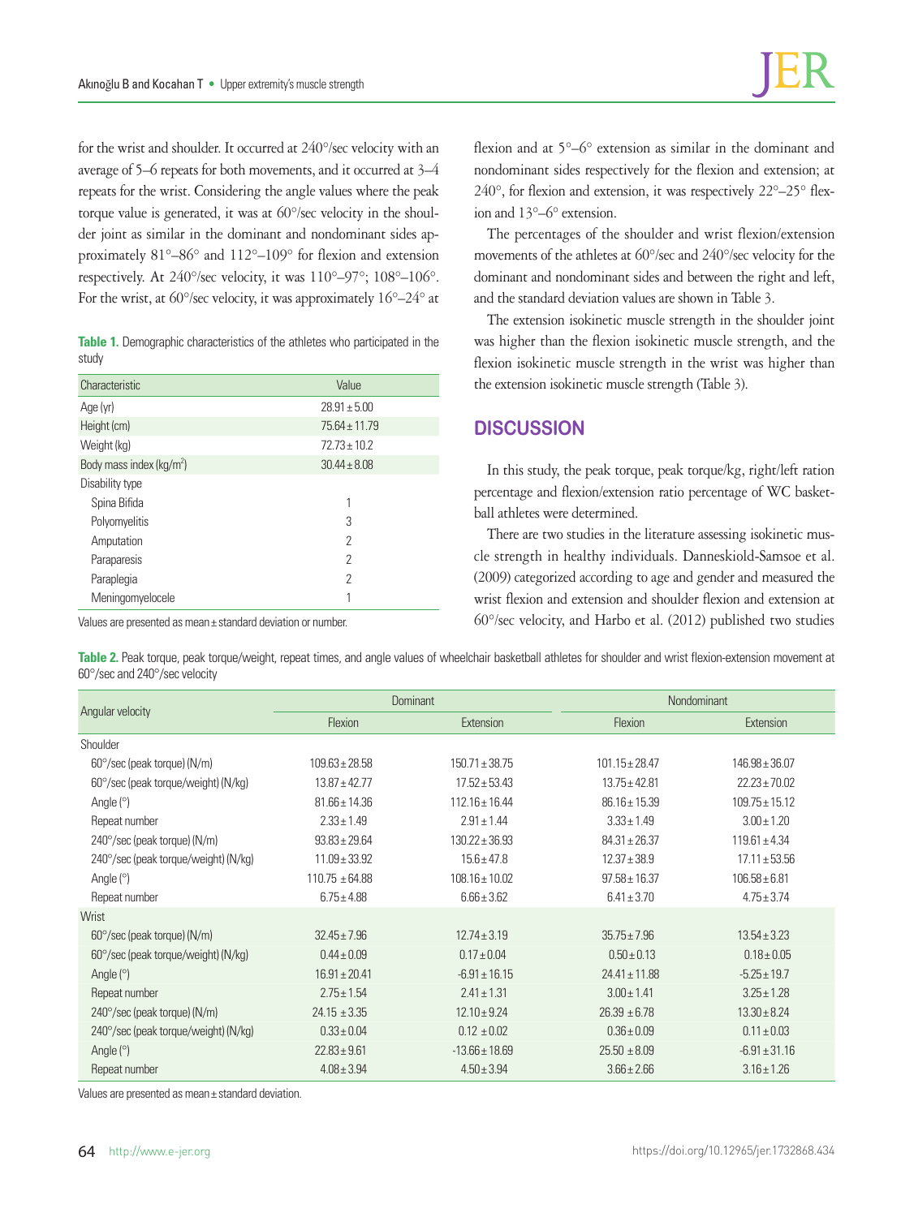for the wrist and shoulder. It occurred at 240°/sec velocity with an average of 5–6 repeats for both movements, and it occurred at 3–4 repeats for the wrist. Considering the angle values where the peak torque value is generated, it was at 60°/sec velocity in the shoulder joint as similar in the dominant and nondominant sides approximately 81°–86° and 112°–109° for flexion and extension respectively. At 240°/sec velocity, it was 110°–97°; 108°–106°. For the wrist, at 60°/sec velocity, it was approximately 16°–24° at flexion and at 5°–6° extension as similar in the dominant and nondominant sides respectively for the flexion and extension; at 240°, for flexion and extension, it was respectively 22°–25° flexion and 13°–6° extension.

**Table 1.** Demographic characteristics of the athletes who participated in the study

| Characteristic | Value |
|---|---|
| Age (yr) | 28.91 ± 5.00 |
| Height (cm) | 75.64 ± 11.79 |
| Weight (kg) | 72.73 ± 10.2 |
| Body mass index (kg/m$^2$) | 30.44 ± 8.08 |
| Disability type | |
| Spina Bifida | 1 |
| Polyomyelitis | 3 |
| Amputation | 2 |
| Paraparesis | 2 |
| Paraplegia | 2 |
| Meningomyelocele | 1 |

Values are presented as mean ± standard deviation or number.

The percentages of the shoulder and wrist flexion/extension movements of the athletes at 60°/sec and 240°/sec velocity for the dominant and nondominant sides and between the right and left, and the standard deviation values are shown in Table 3.

The extension isokinetic muscle strength in the shoulder joint was higher than the flexion isokinetic muscle strength, and the flexion isokinetic muscle strength in the wrist was higher than the extension isokinetic muscle strength (Table 3).

## DISCUSSION

In this study, the peak torque, peak torque/kg, right/left ration percentage and flexion/extension ratio percentage of WC basketball athletes were determined.

There are two studies in the literature assessing isokinetic muscle strength in healthy individuals. Danneskiold-Samsoe et al. (2009) categorized according to age and gender and measured the wrist flexion and extension and shoulder flexion and extension at 60°/sec velocity, and Harbo et al. (2012) published two studies

**Table 2.** Peak torque, peak torque/weight, repeat times, and angle values of wheelchair basketball athletes for shoulder and wrist flexion-extension movement at 60°/sec and 240°/sec velocity

| Angular velocity | Dominant | | Nondominant | |
|---|---|---|---|---|
| | Flexion | Extension | Flexion | Extension |
| Shoulder | | | | |
| 60°/sec (peak torque) (N/m) | 109.63 ± 28.58 | 150.71 ± 38.75 | 101.15 ± 28.47 | 146.98 ± 36.07 |
| 60°/sec (peak torque/weight) (N/kg) | 13.87 ± 42.77 | 17.52 ± 53.43 | 13.75 ± 42.81 | 22.23 ± 70.02 |
| Angle (°) | 81.66 ± 14.36 | 112.16 ± 16.44 | 86.16 ± 15.39 | 109.75 ± 15.12 |
| Repeat number | 2.33 ± 1.49 | 2.91 ± 1.44 | 3.33 ± 1.49 | 3.00 ± 1.20 |
| 240°/sec (peak torque) (N/m) | 93.83 ± 29.64 | 130.22 ± 36.93 | 84.31 ± 26.37 | 119.61 ± 4.34 |
| 240°/sec (peak torque/weight) (N/kg) | 11.09 ± 33.92 | 15.6 ± 47.8 | 12.37 ± 38.9 | 17.11 ± 53.56 |
| Angle (°) | 110.75 ± 64.88 | 108.16 ± 10.02 | 97.58 ± 16.37 | 106.58 ± 6.81 |
| Repeat number | 6.75 ± 4.88 | 6.66 ± 3.62 | 6.41 ± 3.70 | 4.75 ± 3.74 |
| Wrist | | | | |
| 60°/sec (peak torque) (N/m) | 32.45 ± 7.96 | 12.74 ± 3.19 | 35.75 ± 7.96 | 13.54 ± 3.23 |
| 60°/sec (peak torque/weight) (N/kg) | 0.44 ± 0.09 | 0.17 ± 0.04 | 0.50 ± 0.13 | 0.18 ± 0.05 |
| Angle (°) | 16.91 ± 20.41 | -6.91 ± 16.15 | 24.41 ± 11.88 | -5.25 ± 19.7 |
| Repeat number | 2.75 ± 1.54 | 2.41 ± 1.31 | 3.00 ± 1.41 | 3.25 ± 1.28 |
| 240°/sec (peak torque) (N/m) | 24.15 ± 3.35 | 12.10 ± 9.24 | 26.39 ± 6.78 | 13.30 ± 8.24 |
| 240°/sec (peak torque/weight) (N/kg) | 0.33 ± 0.04 | 0.12 ± 0.02 | 0.36 ± 0.09 | 0.11 ± 0.03 |
| Angle (°) | 22.83 ± 9.61 | -13.66 ± 18.69 | 25.50 ± 8.09 | -6.91 ± 31.16 |
| Repeat number | 4.08 ± 3.94 | 4.50 ± 3.94 | 3.66 ± 2.66 | 3.16 ± 1.26 |

Values are presented as mean ± standard deviation.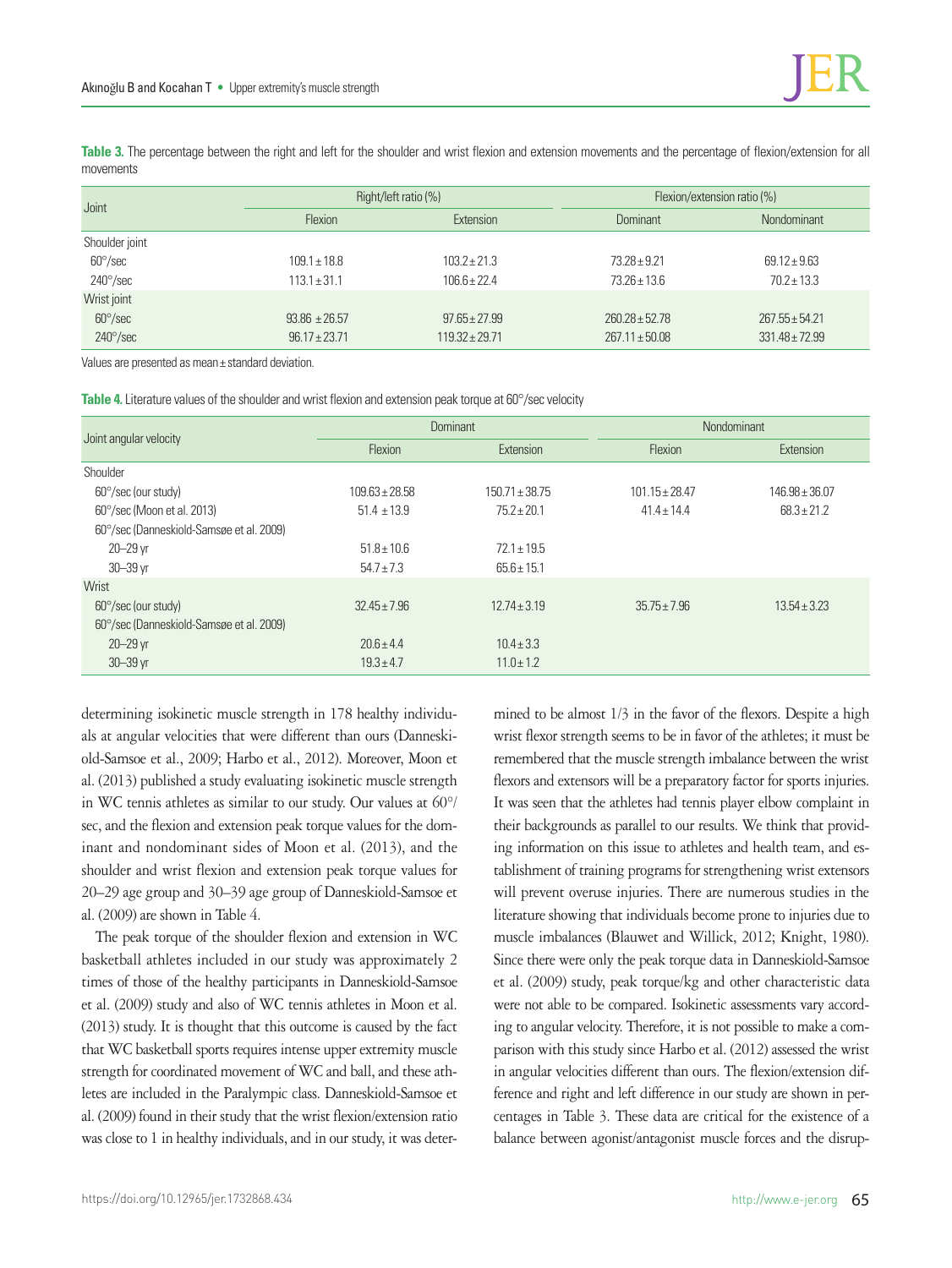**Table 3.** The percentage between the right and left for the shoulder and wrist flexion and extension movements and the percentage of flexion/extension for all movements

| Joint | Right/left ratio (%) | | Flexion/extension ratio (%) | |
|---|---|---|---|---|
| | Flexion | Extension | Dominant | Nondominant |
| Shoulder joint | | | | |
| 60°/sec | 109.1 ± 18.8 | 103.2 ± 21.3 | 73.28 ± 9.21 | 69.12 ± 9.63 |
| 240°/sec | 113.1 ± 31.1 | 106.6 ± 22.4 | 73.26 ± 13.6 | 70.2 ± 13.3 |
| Wrist joint | | | | |
| 60°/sec | 93.86 ± 26.57 | 97.65 ± 27.99 | 260.28 ± 52.78 | 267.55 ± 54.21 |
| 240°/sec | 96.17 ± 23.71 | 119.32 ± 29.71 | 267.11 ± 50.08 | 331.48 ± 72.99 |

Values are presented as mean ± standard deviation.

**Table 4.** Literature values of the shoulder and wrist flexion and extension peak torque at 60°/sec velocity

| Joint angular velocity | Dominant | | Nondominant | |
|---|---|---|---|---|
| | Flexion | Extension | Flexion | Extension |
| Shoulder | | | | |
| 60°/sec (our study) | 109.63 ± 28.58 | 150.71 ± 38.75 | 101.15 ± 28.47 | 146.98 ± 36.07 |
| 60°/sec (Moon et al. 2013) | 51.4 ± 13.9 | 75.2 ± 20.1 | 41.4 ± 14.4 | 68.3 ± 21.2 |
| 60°/sec (Danneskiold-Samsøe et al. 2009) | | | | |
| 20–29 yr | 51.8 ± 10.6 | 72.1 ± 19.5 | | |
| 30–39 yr | 54.7 ± 7.3 | 65.6 ± 15.1 | | |
| Wrist | | | | |
| 60°/sec (our study) | 32.45 ± 7.96 | 12.74 ± 3.19 | 35.75 ± 7.96 | 13.54 ± 3.23 |
| 60°/sec (Danneskiold-Samsøe et al. 2009) | | | | |
| 20–29 yr | 20.6 ± 4.4 | 10.4 ± 3.3 | | |
| 30–39 yr | 19.3 ± 4.7 | 11.0 ± 1.2 | | |

determining isokinetic muscle strength in 178 healthy individuals at angular velocities that were different than ours (Danneskiold-Samsoe et al., 2009; Harbo et al., 2012). Moreover, Moon et al. (2013) published a study evaluating isokinetic muscle strength in WC tennis athletes as similar to our study. Our values at 60°/sec, and the flexion and extension peak torque values for the dominant and nondominant sides of Moon et al. (2013), and the shoulder and wrist flexion and extension peak torque values for 20–29 age group and 30–39 age group of Danneskiold-Samsoe et al. (2009) are shown in Table 4.

The peak torque of the shoulder flexion and extension in WC basketball athletes included in our study was approximately 2 times of those of the healthy participants in Danneskiold-Samsoe et al. (2009) study and also of WC tennis athletes in Moon et al. (2013) study. It is thought that this outcome is caused by the fact that WC basketball sports requires intense upper extremity muscle strength for coordinated movement of WC and ball, and these athletes are included in the Paralympic class. Danneskiold-Samsoe et al. (2009) found in their study that the wrist flexion/extension ratio was close to 1 in healthy individuals, and in our study, it was determined to be almost 1/3 in the favor of the flexors. Despite a high wrist flexor strength seems to be in favor of the athletes; it must be remembered that the muscle strength imbalance between the wrist flexors and extensors will be a preparatory factor for sports injuries. It was seen that the athletes had tennis player elbow complaint in their backgrounds as parallel to our results. We think that providing information on this issue to athletes and health team, and establishment of training programs for strengthening wrist extensors will prevent overuse injuries. There are numerous studies in the literature showing that individuals become prone to injuries due to muscle imbalances (Blauwet and Willick, 2012; Knight, 1980). Since there were only the peak torque data in Danneskiold-Samsoe et al. (2009) study, peak torque/kg and other characteristic data were not able to be compared. Isokinetic assessments vary according to angular velocity. Therefore, it is not possible to make a comparison with this study since Harbo et al. (2012) assessed the wrist in angular velocities different than ours. The flexion/extension difference and right and left difference in our study are shown in percentages in Table 3. These data are critical for the existence of a balance between agonist/antagonist muscle forces and the disrup-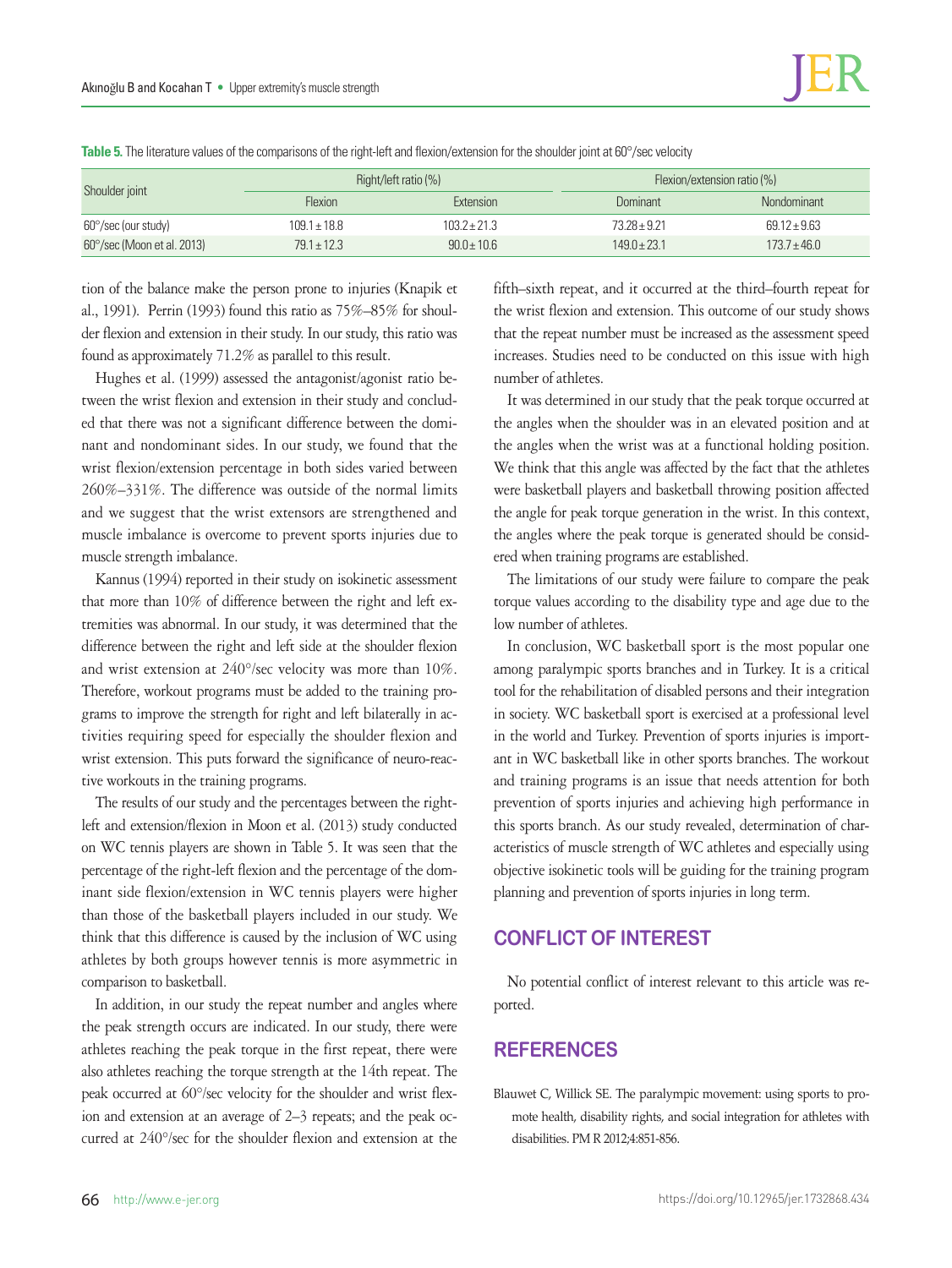**Table 5.** The literature values of the comparisons of the right-left and flexion/extension for the shoulder joint at 60°/sec velocity

| Shoulder joint | Right/left ratio (%) | | Flexion/extension ratio (%) | |
|---|---|---|---|---|
| | Flexion | Extension | Dominant | Nondominant |
| 60°/sec (our study) | 109.1 ± 18.8 | 103.2 ± 21.3 | 73.28 ± 9.21 | 69.12 ± 9.63 |
| 60°/sec (Moon et al. 2013) | 79.1 ± 12.3 | 90.0 ± 10.6 | 149.0 ± 23.1 | 173.7 ± 46.0 |

tion of the balance make the person prone to injuries (Knapik et al., 1991). Perrin (1993) found this ratio as 75%–85% for shoulder flexion and extension in their study. In our study, this ratio was found as approximately 71.2% as parallel to this result.

Hughes et al. (1999) assessed the antagonist/agonist ratio between the wrist flexion and extension in their study and concluded that there was not a significant difference between the dominant and nondominant sides. In our study, we found that the wrist flexion/extension percentage in both sides varied between 260%–331%. The difference was outside of the normal limits and we suggest that the wrist extensors are strengthened and muscle imbalance is overcome to prevent sports injuries due to muscle strength imbalance.

Kannus (1994) reported in their study on isokinetic assessment that more than 10% of difference between the right and left extremities was abnormal. In our study, it was determined that the difference between the right and left side at the shoulder flexion and wrist extension at 240°/sec velocity was more than 10%. Therefore, workout programs must be added to the training programs to improve the strength for right and left bilaterally in activities requiring speed for especially the shoulder flexion and wrist extension. This puts forward the significance of neuro-reactive workouts in the training programs.

The results of our study and the percentages between the right-left and extension/flexion in Moon et al. (2013) study conducted on WC tennis players are shown in Table 5. It was seen that the percentage of the right-left flexion and the percentage of the dominant side flexion/extension in WC tennis players were higher than those of the basketball players included in our study. We think that this difference is caused by the inclusion of WC using athletes by both groups however tennis is more asymmetric in comparison to basketball.

In addition, in our study the repeat number and angles where the peak strength occurs are indicated. In our study, there were athletes reaching the peak torque in the first repeat, there were also athletes reaching the torque strength at the 14th repeat. The peak occurred at 60°/sec velocity for the shoulder and wrist flexion and extension at an average of 2–3 repeats; and the peak occurred at 240°/sec for the shoulder flexion and extension at the fifth–sixth repeat, and it occurred at the third–fourth repeat for the wrist flexion and extension. This outcome of our study shows that the repeat number must be increased as the assessment speed increases. Studies need to be conducted on this issue with high number of athletes.

It was determined in our study that the peak torque occurred at the angles when the shoulder was in an elevated position and at the angles when the wrist was at a functional holding position. We think that this angle was affected by the fact that the athletes were basketball players and basketball throwing position affected the angle for peak torque generation in the wrist. In this context, the angles where the peak torque is generated should be considered when training programs are established.

The limitations of our study were failure to compare the peak torque values according to the disability type and age due to the low number of athletes.

In conclusion, WC basketball sport is the most popular one among paralympic sports branches and in Turkey. It is a critical tool for the rehabilitation of disabled persons and their integration in society. WC basketball sport is exercised at a professional level in the world and Turkey. Prevention of sports injuries is important in WC basketball like in other sports branches. The workout and training programs is an issue that needs attention for both prevention of sports injuries and achieving high performance in this sports branch. As our study revealed, determination of characteristics of muscle strength of WC athletes and especially using objective isokinetic tools will be guiding for the training program planning and prevention of sports injuries in long term.

## CONFLICT OF INTEREST

No potential conflict of interest relevant to this article was reported.

## REFERENCES

Blauwet C, Willick SE. The paralympic movement: using sports to promote health, disability rights, and social integration for athletes with disabilities. PM R 2012;4:851-856.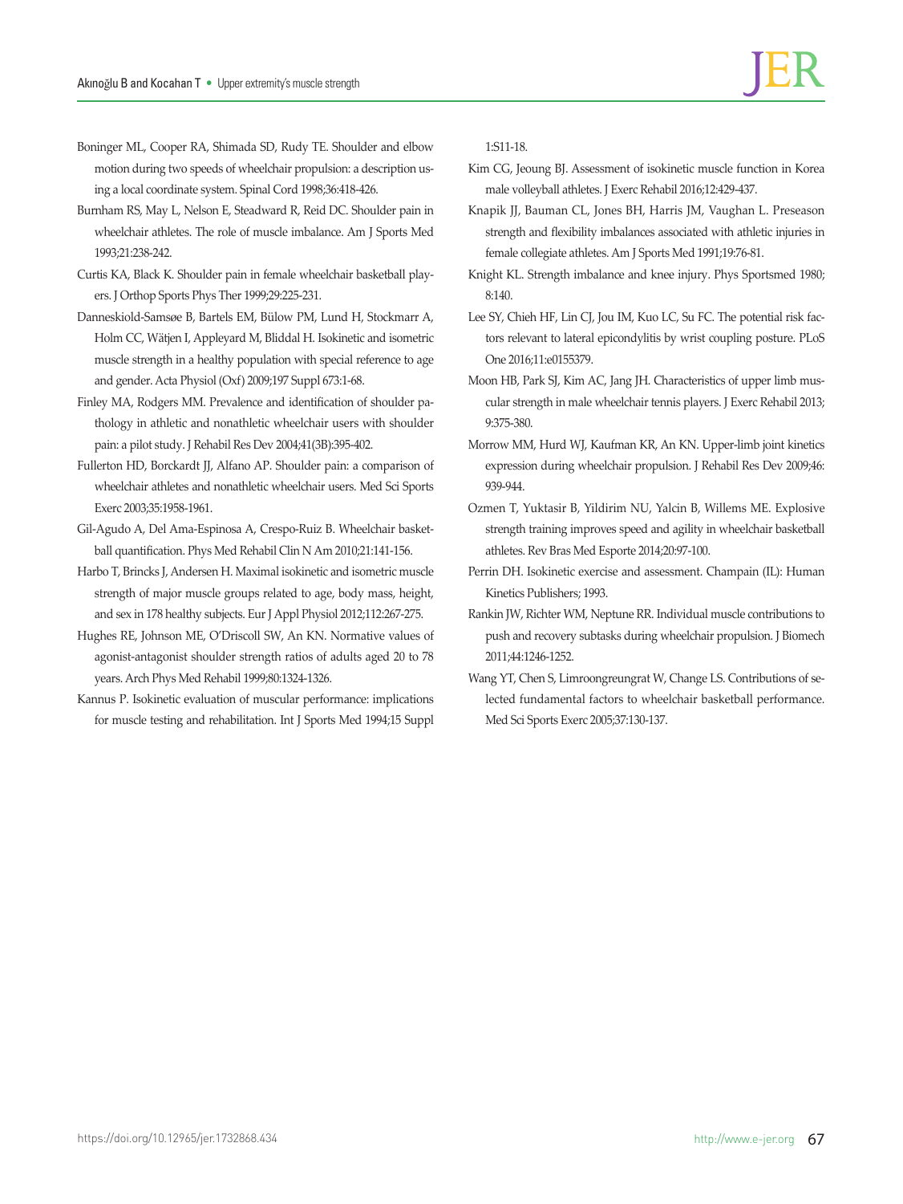Boninger ML, Cooper RA, Shimada SD, Rudy TE. Shoulder and elbow motion during two speeds of wheelchair propulsion: a description using a local coordinate system. Spinal Cord 1998;36:418-426.

Burnham RS, May L, Nelson E, Steadward R, Reid DC. Shoulder pain in wheelchair athletes. The role of muscle imbalance. Am J Sports Med 1993;21:238-242.

Curtis KA, Black K. Shoulder pain in female wheelchair basketball players. J Orthop Sports Phys Ther 1999;29:225-231.

Danneskiold-Samsøe B, Bartels EM, Bülow PM, Lund H, Stockmarr A, Holm CC, Wätjen I, Appleyard M, Bliddal H. Isokinetic and isometric muscle strength in a healthy population with special reference to age and gender. Acta Physiol (Oxf) 2009;197 Suppl 673:1-68.

Finley MA, Rodgers MM. Prevalence and identification of shoulder pathology in athletic and nonathletic wheelchair users with shoulder pain: a pilot study. J Rehabil Res Dev 2004;41(3B):395-402.

Fullerton HD, Borckardt JJ, Alfano AP. Shoulder pain: a comparison of wheelchair athletes and nonathletic wheelchair users. Med Sci Sports Exerc 2003;35:1958-1961.

Gil-Agudo A, Del Ama-Espinosa A, Crespo-Ruiz B. Wheelchair basketball quantification. Phys Med Rehabil Clin N Am 2010;21:141-156.

Harbo T, Brincks J, Andersen H. Maximal isokinetic and isometric muscle strength of major muscle groups related to age, body mass, height, and sex in 178 healthy subjects. Eur J Appl Physiol 2012;112:267-275.

Hughes RE, Johnson ME, O'Driscoll SW, An KN. Normative values of agonist-antagonist shoulder strength ratios of adults aged 20 to 78 years. Arch Phys Med Rehabil 1999;80:1324-1326.

Kannus P. Isokinetic evaluation of muscular performance: implications for muscle testing and rehabilitation. Int J Sports Med 1994;15 Suppl 1:S11-18.

Kim CG, Jeoung BJ. Assessment of isokinetic muscle function in Korea male volleyball athletes. J Exerc Rehabil 2016;12:429-437.

Knapik JJ, Bauman CL, Jones BH, Harris JM, Vaughan L. Preseason strength and flexibility imbalances associated with athletic injuries in female collegiate athletes. Am J Sports Med 1991;19:76-81.

Knight KL. Strength imbalance and knee injury. Phys Sportsmed 1980; 8:140.

Lee SY, Chieh HF, Lin CJ, Jou IM, Kuo LC, Su FC. The potential risk factors relevant to lateral epicondylitis by wrist coupling posture. PLoS One 2016;11:e0155379.

Moon HB, Park SJ, Kim AC, Jang JH. Characteristics of upper limb muscular strength in male wheelchair tennis players. J Exerc Rehabil 2013; 9:375-380.

Morrow MM, Hurd WJ, Kaufman KR, An KN. Upper-limb joint kinetics expression during wheelchair propulsion. J Rehabil Res Dev 2009;46: 939-944.

Ozmen T, Yuktasir B, Yildirim NU, Yalcin B, Willems ME. Explosive strength training improves speed and agility in wheelchair basketball athletes. Rev Bras Med Esporte 2014;20:97-100.

Perrin DH. Isokinetic exercise and assessment. Champain (IL): Human Kinetics Publishers; 1993.

Rankin JW, Richter WM, Neptune RR. Individual muscle contributions to push and recovery subtasks during wheelchair propulsion. J Biomech 2011;44:1246-1252.

Wang YT, Chen S, Limroongreungrat W, Change LS. Contributions of selected fundamental factors to wheelchair basketball performance. Med Sci Sports Exerc 2005;37:130-137.